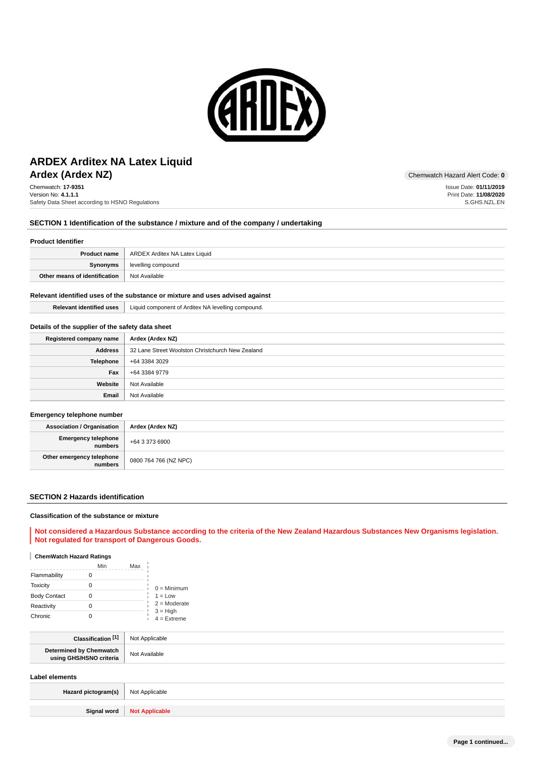# ARDEX Arditex NA Latex Liquid

## Ardex (Ardex NZ)

Chemwatch Hazard Alert Code: **0**

Chemwatch: **17-9351**
Version No: **4.1.1.1**
Safety Data Sheet according to HSNO Regulations

Issue Date: **01/11/2019**
Print Date: **11/08/2020**
S.GHS.NZL.EN

## SECTION 1 Identification of the substance / mixture and of the company / undertaking

### Product Identifier

| | |
|---|---|
| **Product name** | ARDEX Arditex NA Latex Liquid |
| **Synonyms** | levelling compound |
| **Other means of identification** | Not Available |

### Relevant identified uses of the substance or mixture and uses advised against

| | |
|---|---|
| **Relevant identified uses** | Liquid component of Arditex NA levelling compound. |

### Details of the supplier of the safety data sheet

| | |
|---|---|
| **Registered company name** | **Ardex (Ardex NZ)** |
| **Address** | 32 Lane Street Woolston Christchurch New Zealand |
| **Telephone** | +64 3384 3029 |
| **Fax** | +64 3384 9779 |
| **Website** | Not Available |
| **Email** | Not Available |

### Emergency telephone number

| | |
|---|---|
| **Association / Organisation** | **Ardex (Ardex NZ)** |
| **Emergency telephone numbers** | +64 3 373 6900 |
| **Other emergency telephone numbers** | 0800 764 766 (NZ NPC) |

## SECTION 2 Hazards identification

### Classification of the substance or mixture

**Not considered a Hazardous Substance according to the criteria of the New Zealand Hazardous Substances New Organisms legislation. Not regulated for transport of Dangerous Goods.**

**ChemWatch Hazard Ratings**

| | Min | Max |
|---|---|---|
| Flammability | 0 | |
| Toxicity | 0 | |
| Body Contact | 0 | |
| Reactivity | 0 | |
| Chronic | 0 | |

0 = Minimum
1 = Low
2 = Moderate
3 = High
4 = Extreme

| | |
|---|---|
| **Classification [1]** | Not Applicable |
| **Determined by Chemwatch using GHS/HSNO criteria** | Not Available |

### Label elements

| | |
|---|---|
| **Hazard pictogram(s)** | Not Applicable |
| **Signal word** | **Not Applicable** |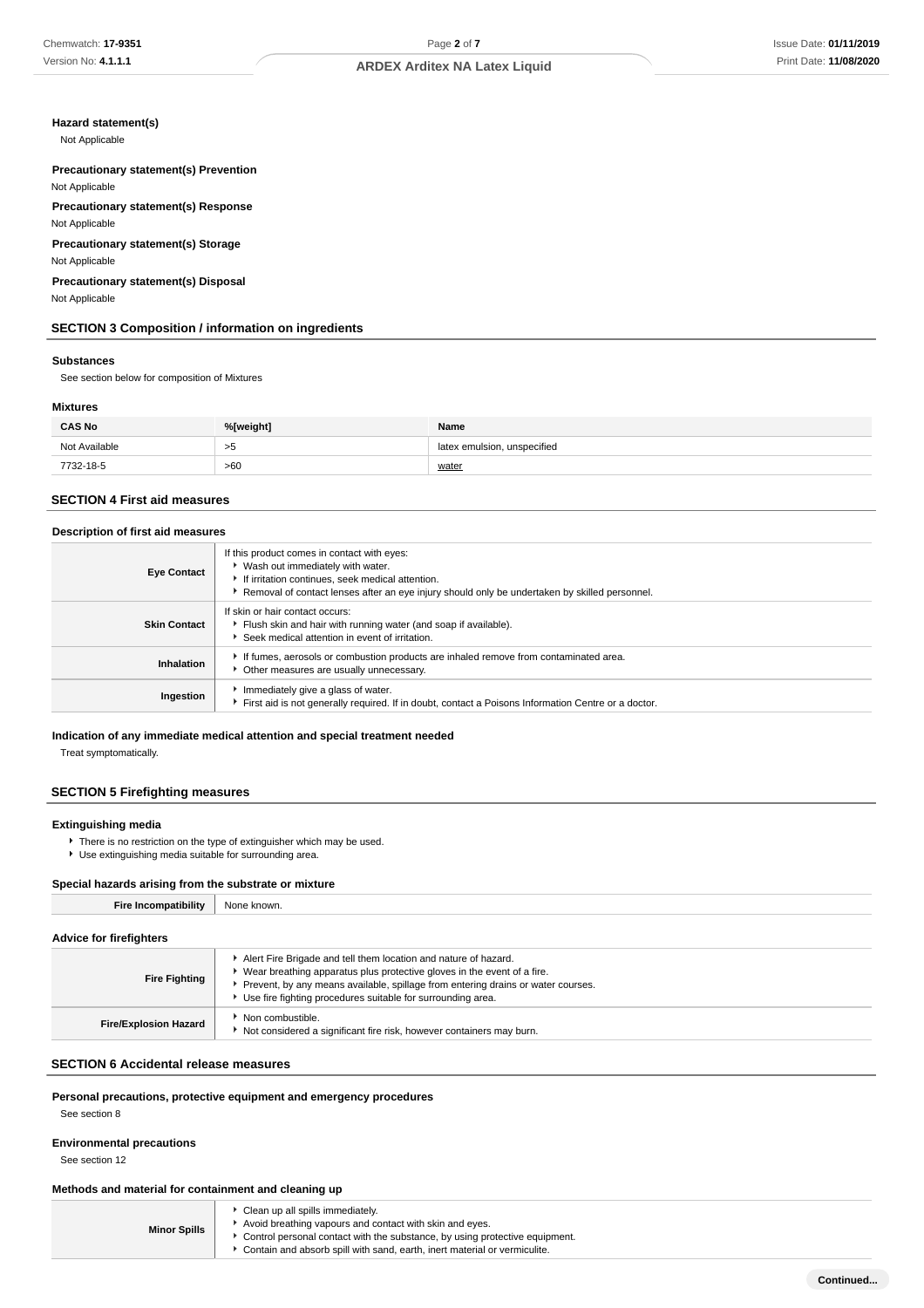**Hazard statement(s)**

Not Applicable

**Precautionary statement(s) Prevention**

Not Applicable

**Precautionary statement(s) Response**

Not Applicable

**Precautionary statement(s) Storage**

Not Applicable

**Precautionary statement(s) Disposal**

Not Applicable

## SECTION 3 Composition / information on ingredients

### Substances

See section below for composition of Mixtures

### Mixtures

| CAS No | %[weight] | Name |
|---|---|---|
| Not Available | >5 | latex emulsion, unspecified |
| 7732-18-5 | >60 | water |

## SECTION 4 First aid measures

### Description of first aid measures

| | |
|---|---|
| **Eye Contact** | If this product comes in contact with eyes:<br>▸ Wash out immediately with water.<br>▸ If irritation continues, seek medical attention.<br>▸ Removal of contact lenses after an eye injury should only be undertaken by skilled personnel. |
| **Skin Contact** | If skin or hair contact occurs:<br>▸ Flush skin and hair with running water (and soap if available).<br>▸ Seek medical attention in event of irritation. |
| **Inhalation** | ▸ If fumes, aerosols or combustion products are inhaled remove from contaminated area.<br>▸ Other measures are usually unnecessary. |
| **Ingestion** | ▸ Immediately give a glass of water.<br>▸ First aid is not generally required. If in doubt, contact a Poisons Information Centre or a doctor. |

### Indication of any immediate medical attention and special treatment needed

Treat symptomatically.

## SECTION 5 Firefighting measures

### Extinguishing media

- There is no restriction on the type of extinguisher which may be used.
- Use extinguishing media suitable for surrounding area.

### Special hazards arising from the substrate or mixture

| | |
|---|---|
| **Fire Incompatibility** | None known. |

### Advice for firefighters

| | |
|---|---|
| **Fire Fighting** | ▸ Alert Fire Brigade and tell them location and nature of hazard.<br>▸ Wear breathing apparatus plus protective gloves in the event of a fire.<br>▸ Prevent, by any means available, spillage from entering drains or water courses.<br>▸ Use fire fighting procedures suitable for surrounding area. |
| **Fire/Explosion Hazard** | ▸ Non combustible.<br>▸ Not considered a significant fire risk, however containers may burn. |

## SECTION 6 Accidental release measures

### Personal precautions, protective equipment and emergency procedures

See section 8

### Environmental precautions

See section 12

### Methods and material for containment and cleaning up

| | |
|---|---|
| **Minor Spills** | ▸ Clean up all spills immediately.<br>▸ Avoid breathing vapours and contact with skin and eyes.<br>▸ Control personal contact with the substance, by using protective equipment.<br>▸ Contain and absorb spill with sand, earth, inert material or vermiculite. |

Continued...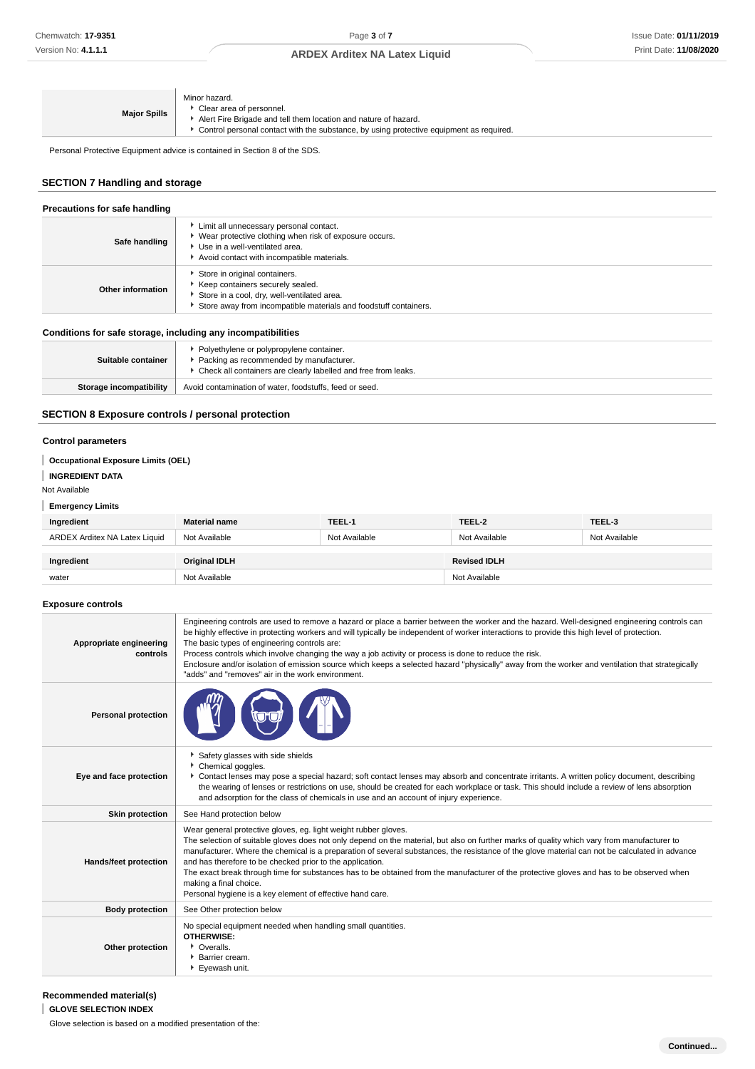| | |
|---|---|
| **Major Spills** | Minor hazard.<br>- Clear area of personnel.<br>- Alert Fire Brigade and tell them location and nature of hazard.<br>- Control personal contact with the substance, by using protective equipment as required. |

Personal Protective Equipment advice is contained in Section 8 of the SDS.

## SECTION 7 Handling and storage

### Precautions for safe handling

| | |
|---|---|
| **Safe handling** | - Limit all unnecessary personal contact.<br>- Wear protective clothing when risk of exposure occurs.<br>- Use in a well-ventilated area.<br>- Avoid contact with incompatible materials. |
| **Other information** | - Store in original containers.<br>- Keep containers securely sealed.<br>- Store in a cool, dry, well-ventilated area.<br>- Store away from incompatible materials and foodstuff containers. |

### Conditions for safe storage, including any incompatibilities

| | |
|---|---|
| **Suitable container** | - Polyethylene or polypropylene container.<br>- Packing as recommended by manufacturer.<br>- Check all containers are clearly labelled and free from leaks. |
| **Storage incompatibility** | Avoid contamination of water, foodstuffs, feed or seed. |

## SECTION 8 Exposure controls / personal protection

### Control parameters

**Occupational Exposure Limits (OEL)**

**INGREDIENT DATA**

Not Available

**Emergency Limits**

| Ingredient | Material name | TEEL-1 | TEEL-2 | TEEL-3 |
|---|---|---|---|---|
| ARDEX Arditex NA Latex Liquid | Not Available | Not Available | Not Available | Not Available |

| Ingredient | Original IDLH | Revised IDLH |
|---|---|---|
| water | Not Available | Not Available |

### Exposure controls

| | |
|---|---|
| **Appropriate engineering controls** | Engineering controls are used to remove a hazard or place a barrier between the worker and the hazard. Well-designed engineering controls can be highly effective in protecting workers and will typically be independent of worker interactions to provide this high level of protection.<br>The basic types of engineering controls are:<br>Process controls which involve changing the way a job activity or process is done to reduce the risk.<br>Enclosure and/or isolation of emission source which keeps a selected hazard "physically" away from the worker and ventilation that strategically "adds" and "removes" air in the work environment. |
| **Personal protection** | |
| **Eye and face protection** | - Safety glasses with side shields<br>- Chemical goggles.<br>- Contact lenses may pose a special hazard; soft contact lenses may absorb and concentrate irritants. A written policy document, describing the wearing of lenses or restrictions on use, should be created for each workplace or task. This should include a review of lens absorption and adsorption for the class of chemicals in use and an account of injury experience. |
| **Skin protection** | See Hand protection below |
| **Hands/feet protection** | Wear general protective gloves, eg. light weight rubber gloves.<br>The selection of suitable gloves does not only depend on the material, but also on further marks of quality which vary from manufacturer to manufacturer. Where the chemical is a preparation of several substances, the resistance of the glove material can not be calculated in advance and has therefore to be checked prior to the application.<br>The exact break through time for substances has to be obtained from the manufacturer of the protective gloves and has to be observed when making a final choice.<br>Personal hygiene is a key element of effective hand care. |
| **Body protection** | See Other protection below |
| **Other protection** | No special equipment needed when handling small quantities.<br>**OTHERWISE:**<br>- Overalls.<br>- Barrier cream.<br>- Eyewash unit. |

### Recommended material(s)

**GLOVE SELECTION INDEX**

Glove selection is based on a modified presentation of the: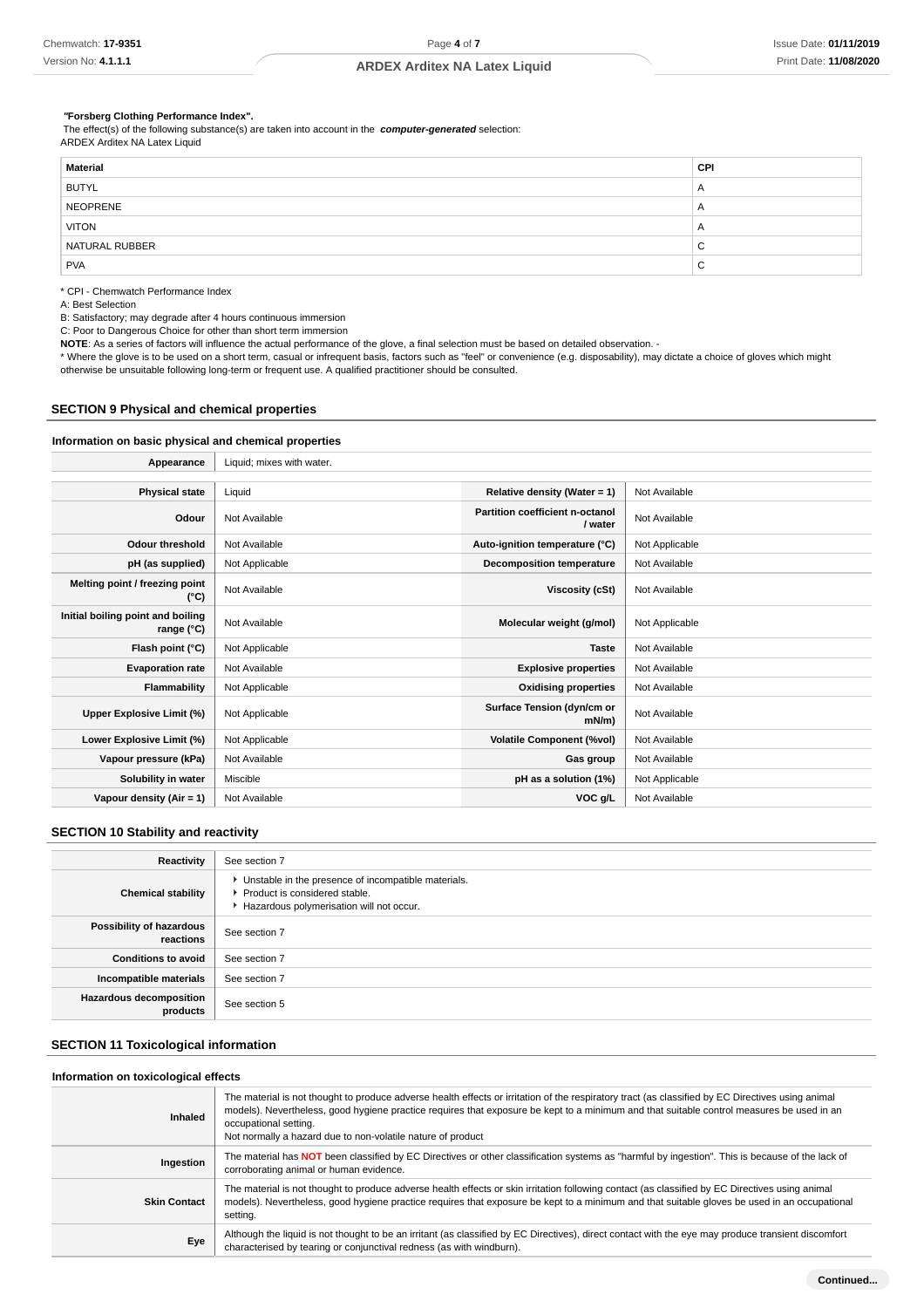**"Forsberg Clothing Performance Index".**

The effect(s) of the following substance(s) are taken into account in the ***computer-generated*** selection:

ARDEX Arditex NA Latex Liquid

| Material | CPI |
| --- | --- |
| BUTYL | A |
| NEOPRENE | A |
| VITON | A |
| NATURAL RUBBER | C |
| PVA | C |

* CPI - Chemwatch Performance Index

A: Best Selection

B: Satisfactory; may degrade after 4 hours continuous immersion

C: Poor to Dangerous Choice for other than short term immersion

**NOTE**: As a series of factors will influence the actual performance of the glove, a final selection must be based on detailed observation. -

* Where the glove is to be used on a short term, casual or infrequent basis, factors such as "feel" or convenience (e.g. disposability), may dictate a choice of gloves which might otherwise be unsuitable following long-term or frequent use. A qualified practitioner should be consulted.

## SECTION 9 Physical and chemical properties

### Information on basic physical and chemical properties

| Appearance | Liquid; mixes with water. | | |
| --- | --- | --- | --- |
| **Physical state** | Liquid | **Relative density (Water = 1)** | Not Available |
| **Odour** | Not Available | **Partition coefficient n-octanol / water** | Not Available |
| **Odour threshold** | Not Available | **Auto-ignition temperature (°C)** | Not Applicable |
| **pH (as supplied)** | Not Applicable | **Decomposition temperature** | Not Available |
| **Melting point / freezing point (°C)** | Not Available | **Viscosity (cSt)** | Not Available |
| **Initial boiling point and boiling range (°C)** | Not Available | **Molecular weight (g/mol)** | Not Applicable |
| **Flash point (°C)** | Not Applicable | **Taste** | Not Available |
| **Evaporation rate** | Not Available | **Explosive properties** | Not Available |
| **Flammability** | Not Applicable | **Oxidising properties** | Not Available |
| **Upper Explosive Limit (%)** | Not Applicable | **Surface Tension (dyn/cm or mN/m)** | Not Available |
| **Lower Explosive Limit (%)** | Not Applicable | **Volatile Component (%vol)** | Not Available |
| **Vapour pressure (kPa)** | Not Available | **Gas group** | Not Available |
| **Solubility in water** | Miscible | **pH as a solution (1%)** | Not Applicable |
| **Vapour density (Air = 1)** | Not Available | **VOC g/L** | Not Available |

## SECTION 10 Stability and reactivity

| | |
| --- | --- |
| **Reactivity** | See section 7 |
| **Chemical stability** | ▸ Unstable in the presence of incompatible materials.<br>▸ Product is considered stable.<br>▸ Hazardous polymerisation will not occur. |
| **Possibility of hazardous reactions** | See section 7 |
| **Conditions to avoid** | See section 7 |
| **Incompatible materials** | See section 7 |
| **Hazardous decomposition products** | See section 5 |

## SECTION 11 Toxicological information

### Information on toxicological effects

| | |
| --- | --- |
| **Inhaled** | The material is not thought to produce adverse health effects or irritation of the respiratory tract (as classified by EC Directives using animal models). Nevertheless, good hygiene practice requires that exposure be kept to a minimum and that suitable control measures be used in an occupational setting.<br>Not normally a hazard due to non-volatile nature of product |
| **Ingestion** | The material has **NOT** been classified by EC Directives or other classification systems as "harmful by ingestion". This is because of the lack of corroborating animal or human evidence. |
| **Skin Contact** | The material is not thought to produce adverse health effects or skin irritation following contact (as classified by EC Directives using animal models). Nevertheless, good hygiene practice requires that exposure be kept to a minimum and that suitable gloves be used in an occupational setting. |
| **Eye** | Although the liquid is not thought to be an irritant (as classified by EC Directives), direct contact with the eye may produce transient discomfort characterised by tearing or conjunctival redness (as with windburn). |

**Continued...**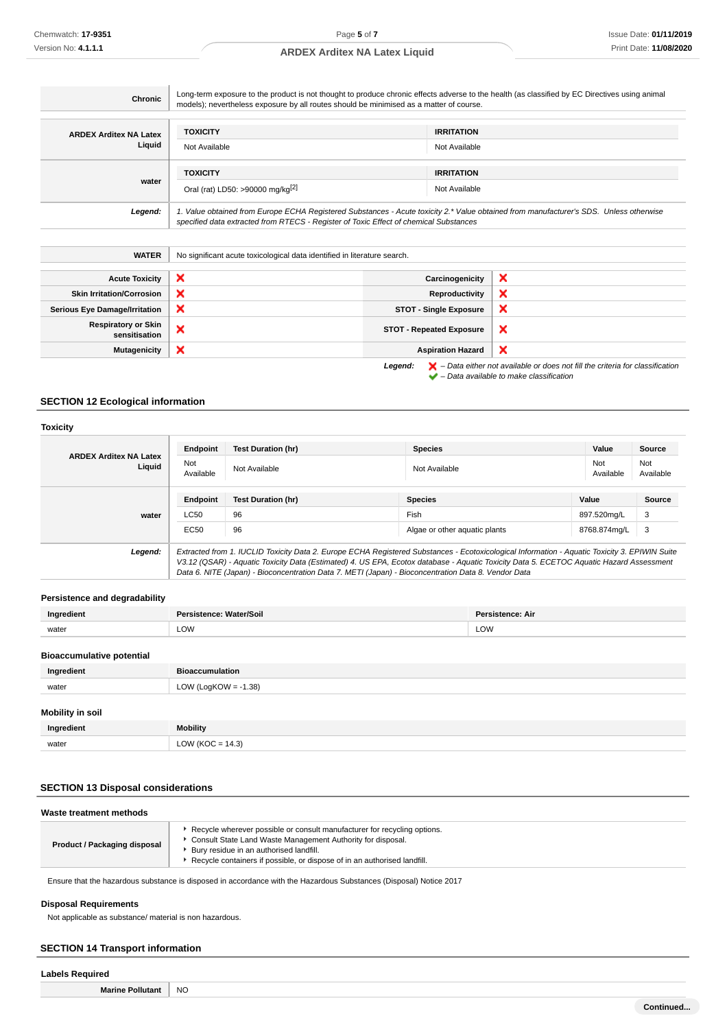| | |
|---|---|
| **Chronic** | Long-term exposure to the product is not thought to produce chronic effects adverse to the health (as classified by EC Directives using animal models); nevertheless exposure by all routes should be minimised as a matter of course. |

| | TOXICITY | IRRITATION |
|---|---|---|
| **ARDEX Arditex NA Latex Liquid** | Not Available | Not Available |
| | **TOXICITY** | **IRRITATION** |
| **water** | Oral (rat) LD50: >90000 mg/kg[2] | Not Available |
| ***Legend:*** | *1. Value obtained from Europe ECHA Registered Substances - Acute toxicity 2.\* Value obtained from manufacturer's SDS. Unless otherwise specified data extracted from RTECS - Register of Toxic Effect of chemical Substances* | |

| | |
|---|---|
| **WATER** | No significant acute toxicological data identified in literature search. |

| | | | |
|---|---|---|---|
| **Acute Toxicity** | ❌ | **Carcinogenicity** | ❌ |
| **Skin Irritation/Corrosion** | ❌ | **Reproductivity** | ❌ |
| **Serious Eye Damage/Irritation** | ❌ | **STOT - Single Exposure** | ❌ |
| **Respiratory or Skin sensitisation** | ❌ | **STOT - Repeated Exposure** | ❌ |
| **Mutagenicity** | ❌ | **Aspiration Hazard** | ❌ |

***Legend:*** ❌ *– Data either not available or does not fill the criteria for classification*
✅ *– Data available to make classification*

## SECTION 12 Ecological information

### Toxicity

| | Endpoint | Test Duration (hr) | Species | Value | Source |
|---|---|---|---|---|---|
| **ARDEX Arditex NA Latex Liquid** | Not Available | Not Available | Not Available | Not Available | Not Available |
| | **Endpoint** | **Test Duration (hr)** | **Species** | **Value** | **Source** |
| **water** | LC50 | 96 | Fish | 897.520mg/L | 3 |
| | EC50 | 96 | Algae or other aquatic plants | 8768.874mg/L | 3 |
| ***Legend:*** | *Extracted from 1. IUCLID Toxicity Data 2. Europe ECHA Registered Substances - Ecotoxicological Information - Aquatic Toxicity 3. EPIWIN Suite V3.12 (QSAR) - Aquatic Toxicity Data (Estimated) 4. US EPA, Ecotox database - Aquatic Toxicity Data 5. ECETOC Aquatic Hazard Assessment Data 6. NITE (Japan) - Bioconcentration Data 7. METI (Japan) - Bioconcentration Data 8. Vendor Data* | | | | |

### Persistence and degradability

| Ingredient | Persistence: Water/Soil | Persistence: Air |
|---|---|---|
| water | LOW | LOW |

### Bioaccumulative potential

| Ingredient | Bioaccumulation |
|---|---|
| water | LOW (LogKOW = -1.38) |

### Mobility in soil

| Ingredient | Mobility |
|---|---|
| water | LOW (KOC = 14.3) |

## SECTION 13 Disposal considerations

### Waste treatment methods

| | |
|---|---|
| **Product / Packaging disposal** | ▸ Recycle wherever possible or consult manufacturer for recycling options.<br>▸ Consult State Land Waste Management Authority for disposal.<br>▸ Bury residue in an authorised landfill.<br>▸ Recycle containers if possible, or dispose of in an authorised landfill. |

Ensure that the hazardous substance is disposed in accordance with the Hazardous Substances (Disposal) Notice 2017

### Disposal Requirements

Not applicable as substance/ material is non hazardous.

## SECTION 14 Transport information

### Labels Required

| | |
|---|---|
| **Marine Pollutant** | NO |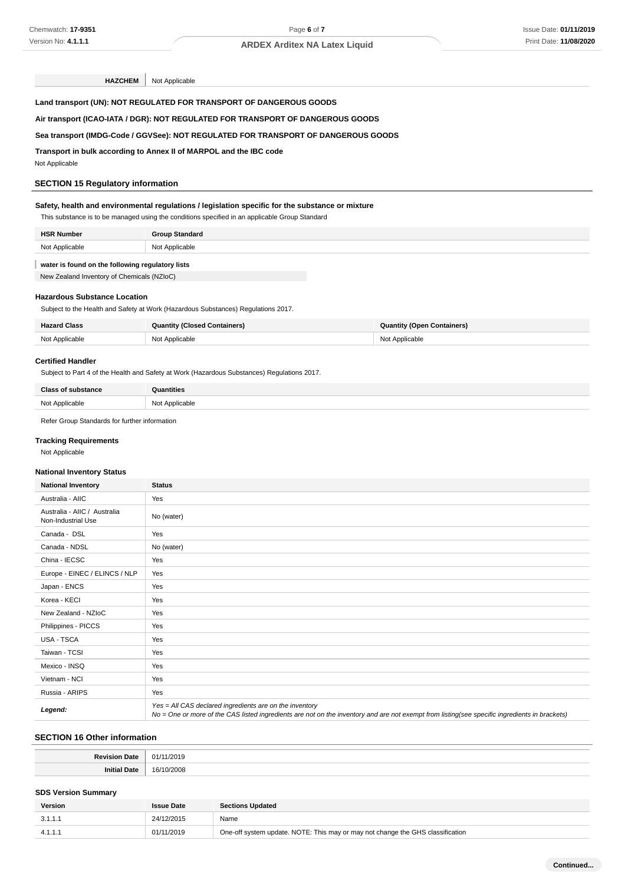| HAZCHEM | Not Applicable |
|---|---|

**Land transport (UN): NOT REGULATED FOR TRANSPORT OF DANGEROUS GOODS**

**Air transport (ICAO-IATA / DGR): NOT REGULATED FOR TRANSPORT OF DANGEROUS GOODS**

**Sea transport (IMDG-Code / GGVSee): NOT REGULATED FOR TRANSPORT OF DANGEROUS GOODS**

**Transport in bulk according to Annex II of MARPOL and the IBC code**

Not Applicable

## SECTION 15 Regulatory information

### Safety, health and environmental regulations / legislation specific for the substance or mixture

This substance is to be managed using the conditions specified in an applicable Group Standard

| HSR Number | Group Standard |
|---|---|
| Not Applicable | Not Applicable |

**water is found on the following regulatory lists**

New Zealand Inventory of Chemicals (NZIoC)

### Hazardous Substance Location

Subject to the Health and Safety at Work (Hazardous Substances) Regulations 2017.

| Hazard Class | Quantity (Closed Containers) | Quantity (Open Containers) |
|---|---|---|
| Not Applicable | Not Applicable | Not Applicable |

### Certified Handler

Subject to Part 4 of the Health and Safety at Work (Hazardous Substances) Regulations 2017.

| Class of substance | Quantities |
|---|---|
| Not Applicable | Not Applicable |

Refer Group Standards for further information

### Tracking Requirements

Not Applicable

### National Inventory Status

| National Inventory | Status |
|---|---|
| Australia - AIIC | Yes |
| Australia - AIIC / Australia Non-Industrial Use | No (water) |
| Canada - DSL | Yes |
| Canada - NDSL | No (water) |
| China - IECSC | Yes |
| Europe - EINEC / ELINCS / NLP | Yes |
| Japan - ENCS | Yes |
| Korea - KECI | Yes |
| New Zealand - NZIoC | Yes |
| Philippines - PICCS | Yes |
| USA - TSCA | Yes |
| Taiwan - TCSI | Yes |
| Mexico - INSQ | Yes |
| Vietnam - NCI | Yes |
| Russia - ARIPS | Yes |
| *Legend:* | *Yes = All CAS declared ingredients are on the inventory*<br>*No = One or more of the CAS listed ingredients are not on the inventory and are not exempt from listing(see specific ingredients in brackets)* |

## SECTION 16 Other information

| Revision Date | 01/11/2019 |
|---|---|
| Initial Date | 16/10/2008 |

### SDS Version Summary

| Version | Issue Date | Sections Updated |
|---|---|---|
| 3.1.1.1 | 24/12/2015 | Name |
| 4.1.1.1 | 01/11/2019 | One-off system update. NOTE: This may or may not change the GHS classification |

**Continued...**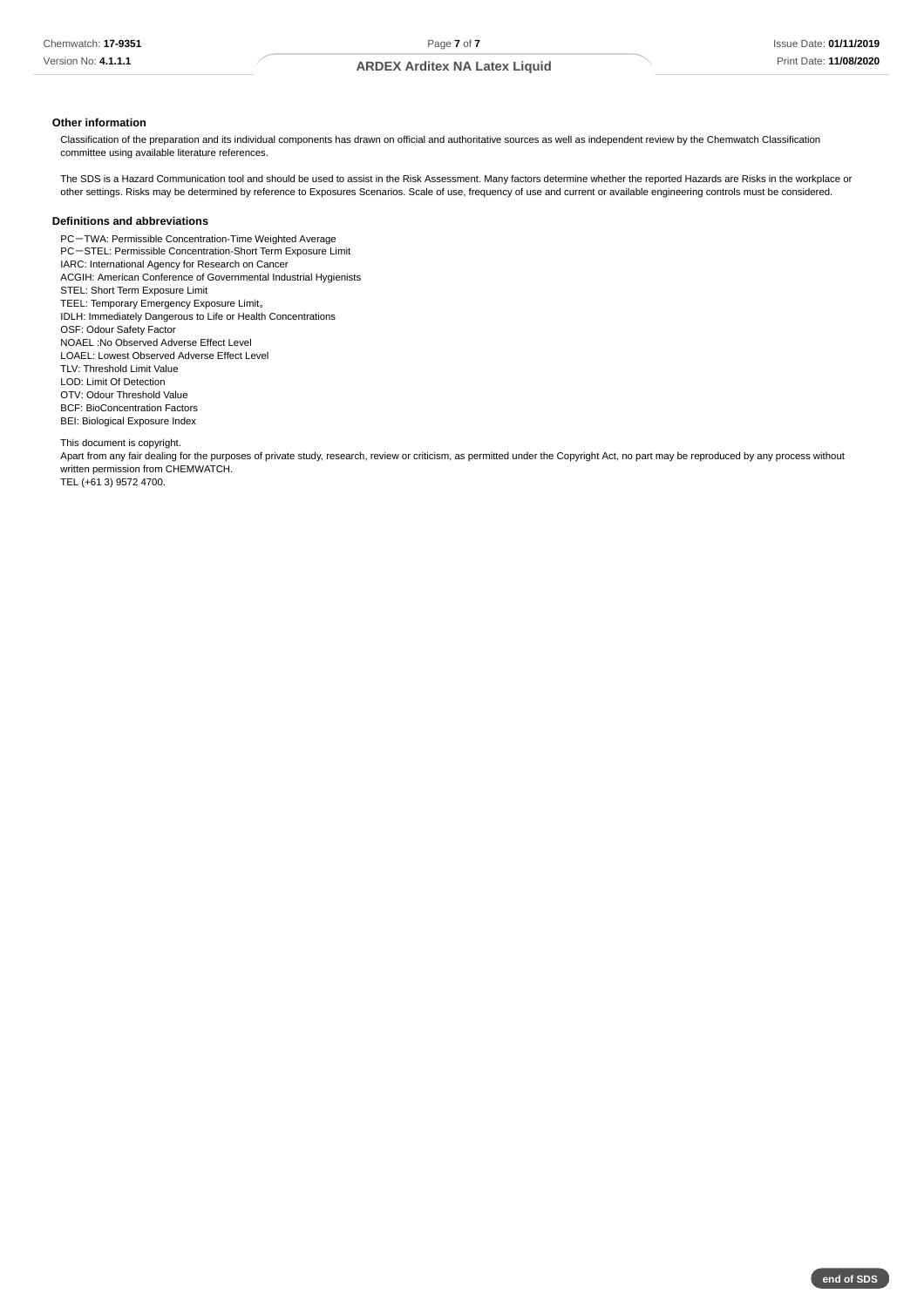### Other information

Classification of the preparation and its individual components has drawn on official and authoritative sources as well as independent review by the Chemwatch Classification committee using available literature references.

The SDS is a Hazard Communication tool and should be used to assist in the Risk Assessment. Many factors determine whether the reported Hazards are Risks in the workplace or other settings. Risks may be determined by reference to Exposures Scenarios. Scale of use, frequency of use and current or available engineering controls must be considered.

### Definitions and abbreviations

PC－TWA: Permissible Concentration-Time Weighted Average
PC－STEL: Permissible Concentration-Short Term Exposure Limit
IARC: International Agency for Research on Cancer
ACGIH: American Conference of Governmental Industrial Hygienists
STEL: Short Term Exposure Limit
TEEL: Temporary Emergency Exposure Limit。
IDLH: Immediately Dangerous to Life or Health Concentrations
OSF: Odour Safety Factor
NOAEL :No Observed Adverse Effect Level
LOAEL: Lowest Observed Adverse Effect Level
TLV: Threshold Limit Value
LOD: Limit Of Detection
OTV: Odour Threshold Value
BCF: BioConcentration Factors
BEI: Biological Exposure Index

This document is copyright.
Apart from any fair dealing for the purposes of private study, research, review or criticism, as permitted under the Copyright Act, no part may be reproduced by any process without written permission from CHEMWATCH.
TEL (+61 3) 9572 4700.

**end of SDS**